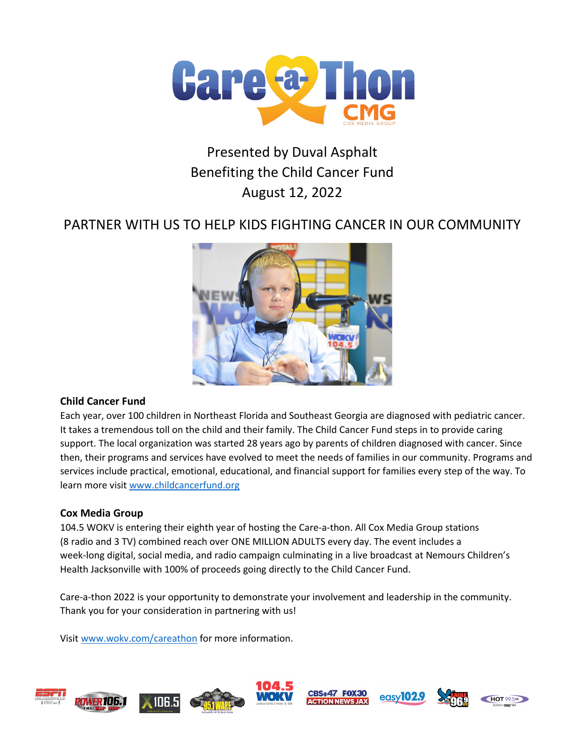# Care-a-Thon CMG

Presented by Duval Asphalt
Benefiting the Child Cancer Fund
August 12, 2022

## PARTNER WITH US TO HELP KIDS FIGHTING CANCER IN OUR COMMUNITY

**Child Cancer Fund**

Each year, over 100 children in Northeast Florida and Southeast Georgia are diagnosed with pediatric cancer. It takes a tremendous toll on the child and their family. The Child Cancer Fund steps in to provide caring support. The local organization was started 28 years ago by parents of children diagnosed with cancer. Since then, their programs and services have evolved to meet the needs of families in our community. Programs and services include practical, emotional, educational, and financial support for families every step of the way. To learn more visit www.childcancerfund.org

**Cox Media Group**

104.5 WOKV is entering their eighth year of hosting the Care-a-thon. All Cox Media Group stations (8 radio and 3 TV) combined reach over ONE MILLION ADULTS every day. The event includes a week-long digital, social media, and radio campaign culminating in a live broadcast at Nemours Children's Health Jacksonville with 100% of proceeds going directly to the Child Cancer Fund.

Care-a-thon 2022 is your opportunity to demonstrate your involvement and leadership in the community. Thank you for your consideration in partnering with us!

Visit www.wokv.com/careathon for more information.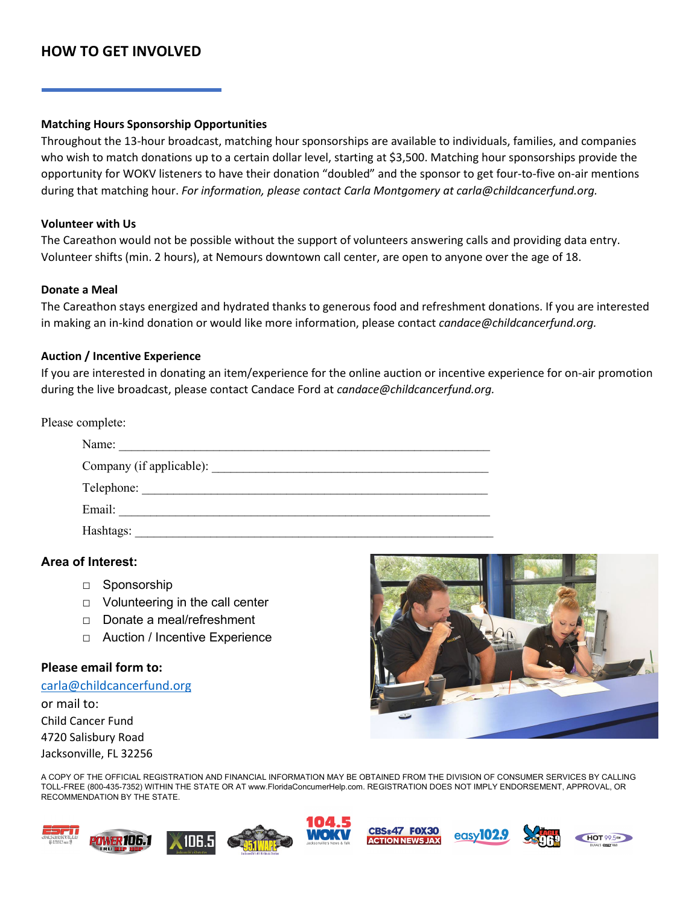## HOW TO GET INVOLVED

**Matching Hours Sponsorship Opportunities**

Throughout the 13-hour broadcast, matching hour sponsorships are available to individuals, families, and companies who wish to match donations up to a certain dollar level, starting at $3,500. Matching hour sponsorships provide the opportunity for WOKV listeners to have their donation "doubled" and the sponsor to get four-to-five on-air mentions during that matching hour. *For information, please contact Carla Montgomery at carla@childcancerfund.org.*

**Volunteer with Us**

The Careathon would not be possible without the support of volunteers answering calls and providing data entry. Volunteer shifts (min. 2 hours), at Nemours downtown call center, are open to anyone over the age of 18.

**Donate a Meal**

The Careathon stays energized and hydrated thanks to generous food and refreshment donations. If you are interested in making an in-kind donation or would like more information, please contact *candace@childcancerfund.org.*

**Auction / Incentive Experience**

If you are interested in donating an item/experience for the online auction or incentive experience for on-air promotion during the live broadcast, please contact Candace Ford at *candace@childcancerfund.org.*

Please complete:

Name: ____________________________________________________________

Company (if applicable): ____________________________________________

Telephone: ________________________________________________________

Email: ____________________________________________________________

Hashtags: _________________________________________________________

### Area of Interest:

- □ Sponsorship
- □ Volunteering in the call center
- □ Donate a meal/refreshment
- □ Auction / Incentive Experience

**Please email form to:**

carla@childcancerfund.org

or mail to:
Child Cancer Fund
4720 Salisbury Road
Jacksonville, FL 32256

A COPY OF THE OFFICIAL REGISTRATION AND FINANCIAL INFORMATION MAY BE OBTAINED FROM THE DIVISION OF CONSUMER SERVICES BY CALLING TOLL-FREE (800-435-7352) WITHIN THE STATE OR AT www.FloridaConcumerHelp.com. REGISTRATION DOES NOT IMPLY ENDORSEMENT, APPROVAL, OR RECOMMENDATION BY THE STATE.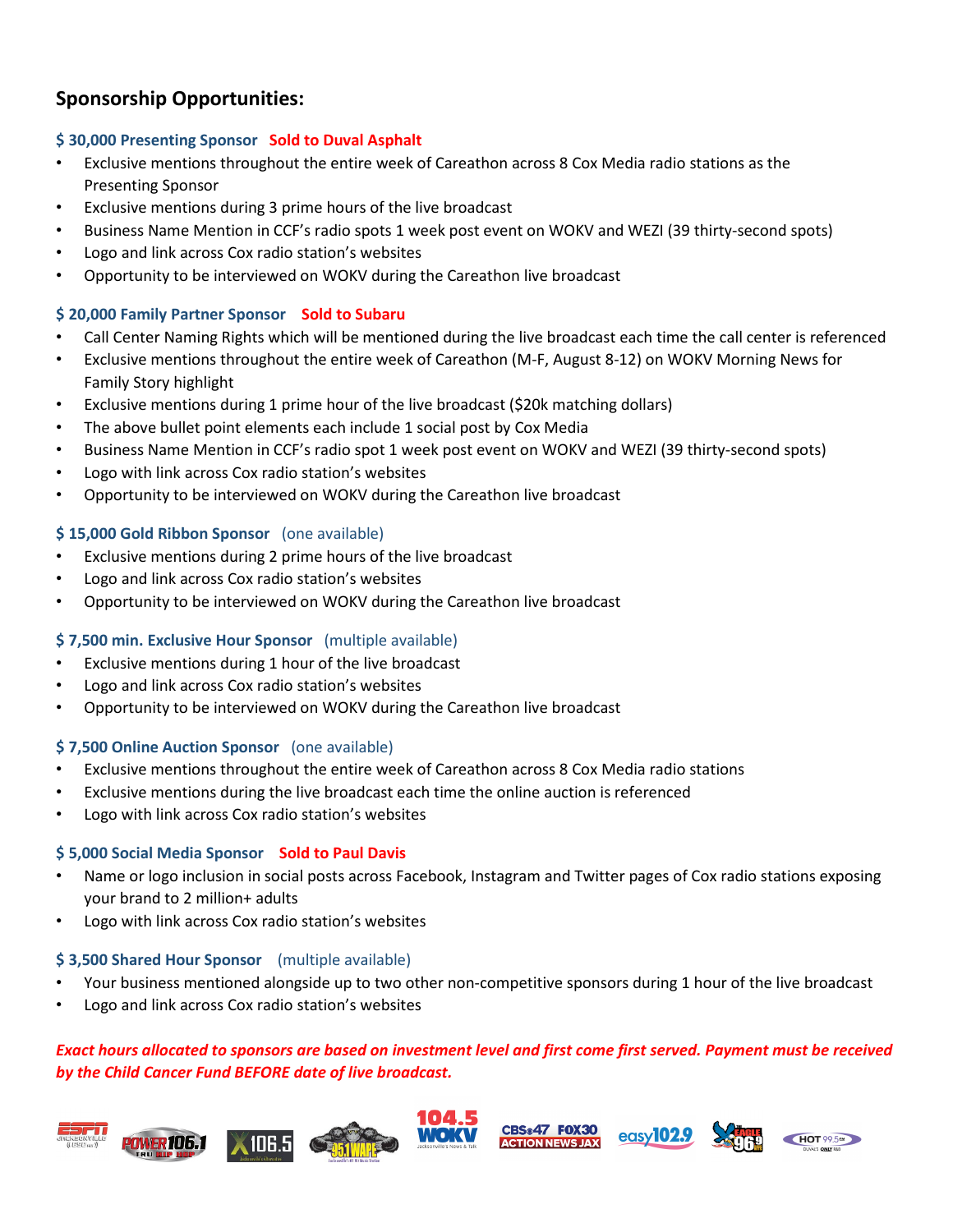## Sponsorship Opportunities:

**$ 30,000 Presenting Sponsor** **Sold to Duval Asphalt**

- Exclusive mentions throughout the entire week of Careathon across 8 Cox Media radio stations as the Presenting Sponsor
- Exclusive mentions during 3 prime hours of the live broadcast
- Business Name Mention in CCF's radio spots 1 week post event on WOKV and WEZI (39 thirty-second spots)
- Logo and link across Cox radio station's websites
- Opportunity to be interviewed on WOKV during the Careathon live broadcast

**$ 20,000 Family Partner Sponsor** **Sold to Subaru**

- Call Center Naming Rights which will be mentioned during the live broadcast each time the call center is referenced
- Exclusive mentions throughout the entire week of Careathon (M-F, August 8-12) on WOKV Morning News for Family Story highlight
- Exclusive mentions during 1 prime hour of the live broadcast ($20k matching dollars)
- The above bullet point elements each include 1 social post by Cox Media
- Business Name Mention in CCF's radio spot 1 week post event on WOKV and WEZI (39 thirty-second spots)
- Logo with link across Cox radio station's websites
- Opportunity to be interviewed on WOKV during the Careathon live broadcast

**$ 15,000 Gold Ribbon Sponsor** (one available)

- Exclusive mentions during 2 prime hours of the live broadcast
- Logo and link across Cox radio station's websites
- Opportunity to be interviewed on WOKV during the Careathon live broadcast

**$ 7,500 min. Exclusive Hour Sponsor** (multiple available)

- Exclusive mentions during 1 hour of the live broadcast
- Logo and link across Cox radio station's websites
- Opportunity to be interviewed on WOKV during the Careathon live broadcast

**$ 7,500 Online Auction Sponsor** (one available)

- Exclusive mentions throughout the entire week of Careathon across 8 Cox Media radio stations
- Exclusive mentions during the live broadcast each time the online auction is referenced
- Logo with link across Cox radio station's websites

**$ 5,000 Social Media Sponsor** **Sold to Paul Davis**

- Name or logo inclusion in social posts across Facebook, Instagram and Twitter pages of Cox radio stations exposing your brand to 2 million+ adults
- Logo with link across Cox radio station's websites

**$ 3,500 Shared Hour Sponsor** (multiple available)

- Your business mentioned alongside up to two other non-competitive sponsors during 1 hour of the live broadcast
- Logo and link across Cox radio station's websites

***Exact hours allocated to sponsors are based on investment level and first come first served. Payment must be received by the Child Cancer Fund BEFORE date of live broadcast.***